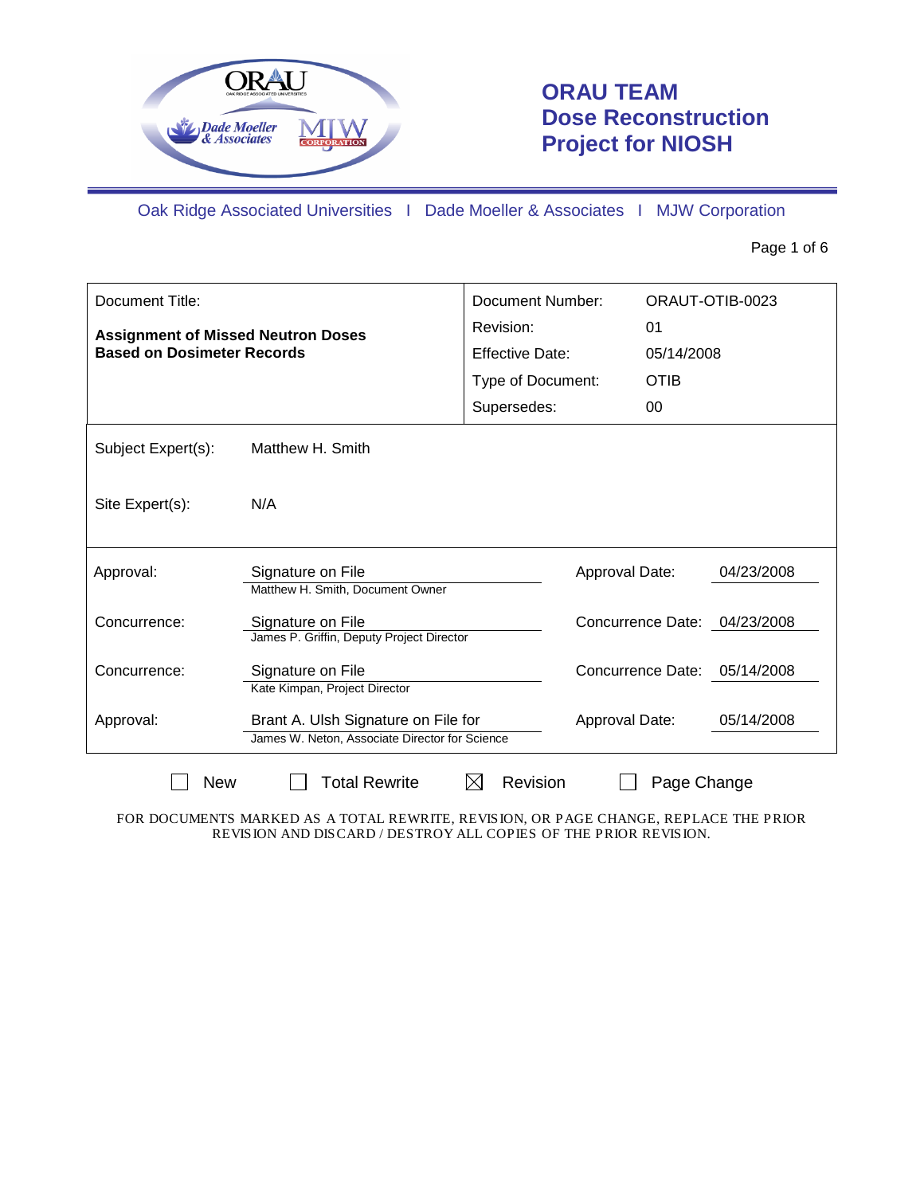# ORAU TEAM Dose Reconstruction Project for NIOSH

Oak Ridge Associated Universities I Dade Moeller & Associates I MJW Corporation

| Document Title: | | Document Number: | ORAUT-OTIB-0023 |
|---|---|---|---|
| **Assignment of Missed Neutron Doses Based on Dosimeter Records** | | Revision: | 01 |
| | | Effective Date: | 05/14/2008 |
| | | Type of Document: | OTIB |
| | | Supersedes: | 00 |

Subject Expert(s): Matthew H. Smith

Site Expert(s): N/A

| | | | |
|---|---|---|---|
| Approval: | Signature on File<br>Matthew H. Smith, Document Owner | Approval Date: | 04/23/2008 |
| Concurrence: | Signature on File<br>James P. Griffin, Deputy Project Director | Concurrence Date: | 04/23/2008 |
| Concurrence: | Signature on File<br>Kate Kimpan, Project Director | Concurrence Date: | 05/14/2008 |
| Approval: | Brant A. Ulsh Signature on File for<br>James W. Neton, Associate Director for Science | Approval Date: | 05/14/2008 |

☐ New ☐ Total Rewrite ☒ Revision ☐ Page Change

FOR DOCUMENTS MARKED AS A TOTAL REWRITE, REVISION, OR PAGE CHANGE, REPLACE THE PRIOR REVISION AND DISCARD / DESTROY ALL COPIES OF THE PRIOR REVISION.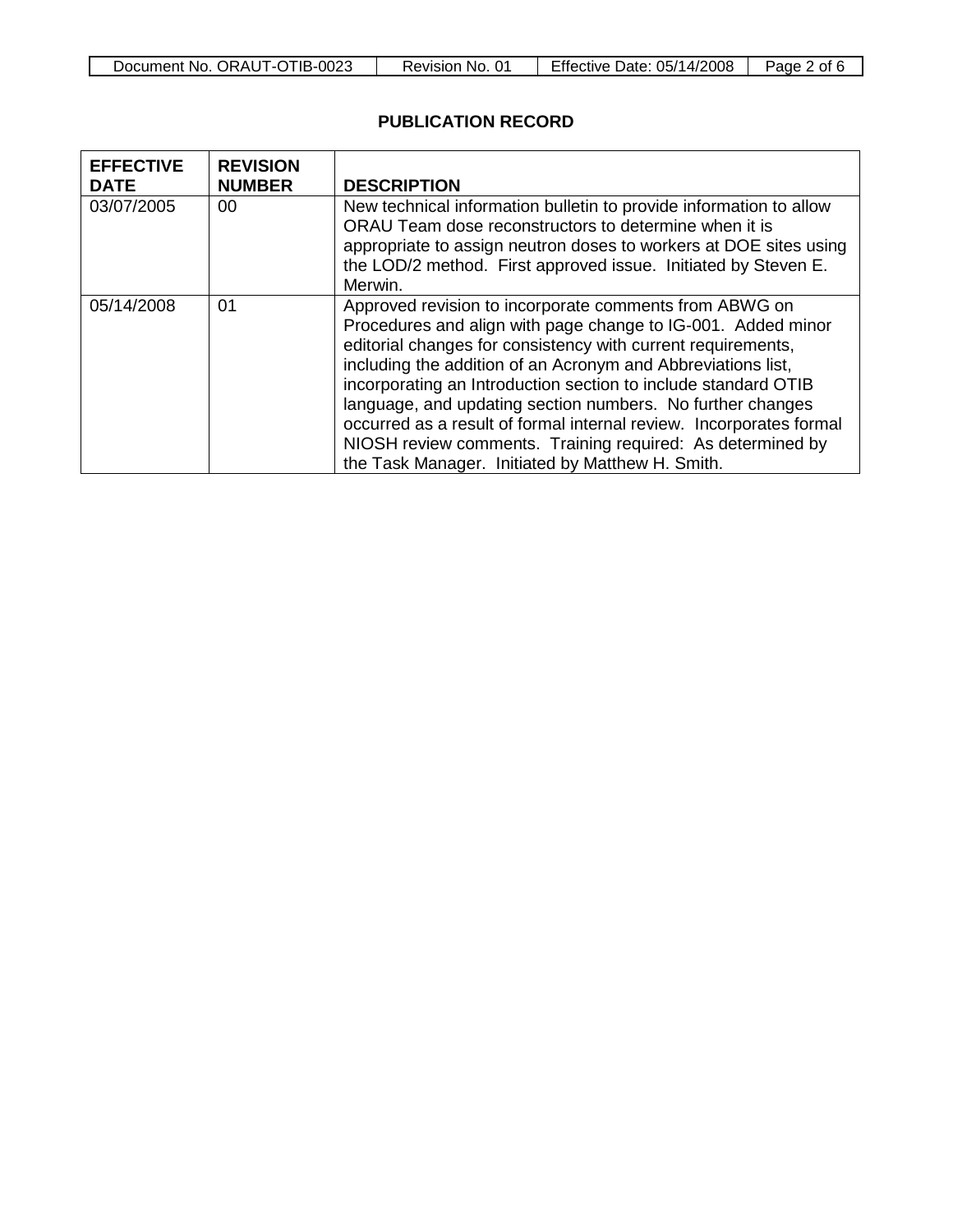## PUBLICATION RECORD

| EFFECTIVE DATE | REVISION NUMBER | DESCRIPTION |
|---|---|---|
| 03/07/2005 | 00 | New technical information bulletin to provide information to allow ORAU Team dose reconstructors to determine when it is appropriate to assign neutron doses to workers at DOE sites using the LOD/2 method. First approved issue. Initiated by Steven E. Merwin. |
| 05/14/2008 | 01 | Approved revision to incorporate comments from ABWG on Procedures and align with page change to IG-001. Added minor editorial changes for consistency with current requirements, including the addition of an Acronym and Abbreviations list, incorporating an Introduction section to include standard OTIB language, and updating section numbers. No further changes occurred as a result of formal internal review. Incorporates formal NIOSH review comments. Training required: As determined by the Task Manager. Initiated by Matthew H. Smith. |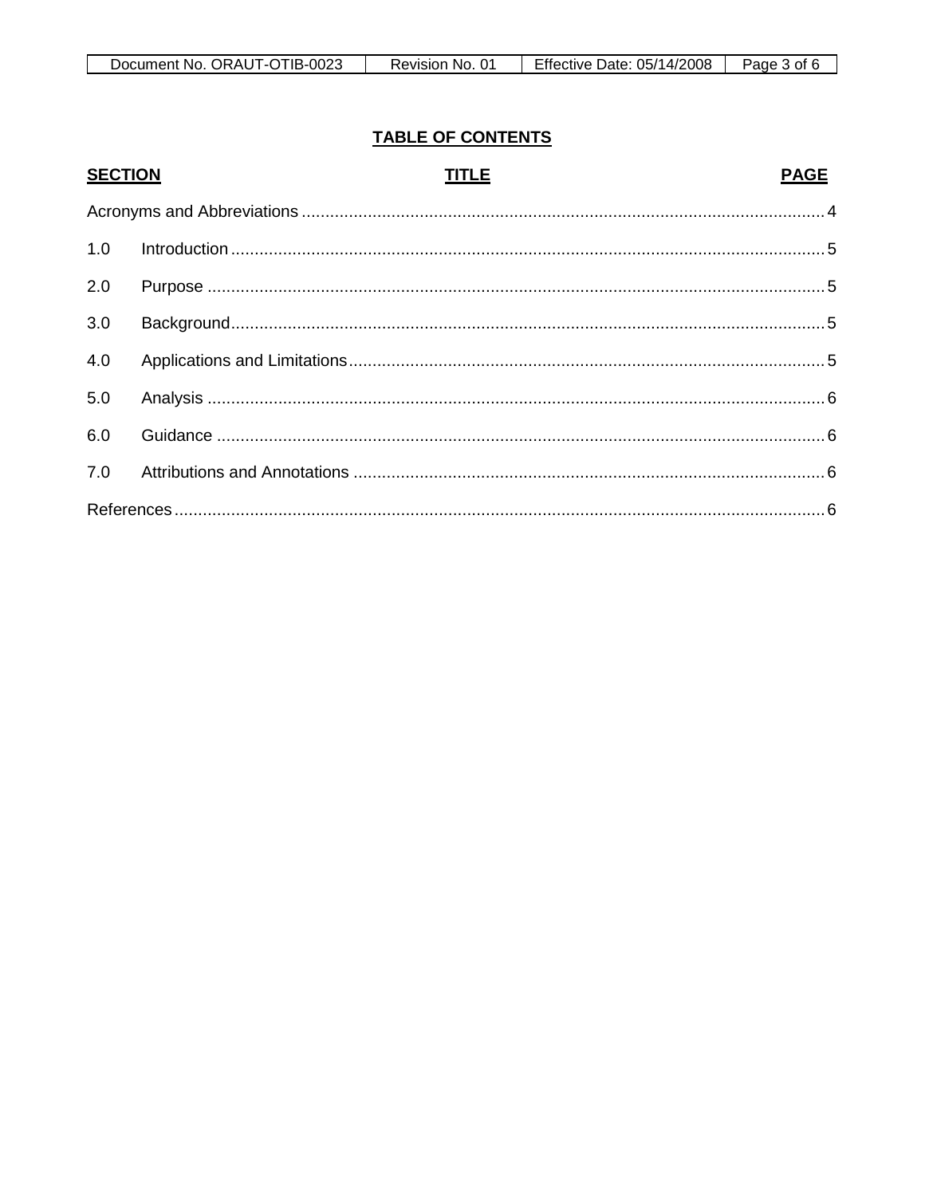## TABLE OF CONTENTS

| SECTION | TITLE | PAGE |
|---|---|---|
| | Acronyms and Abbreviations | 4 |
| 1.0 | Introduction | 5 |
| 2.0 | Purpose | 5 |
| 3.0 | Background | 5 |
| 4.0 | Applications and Limitations | 5 |
| 5.0 | Analysis | 6 |
| 6.0 | Guidance | 6 |
| 7.0 | Attributions and Annotations | 6 |
| | References | 6 |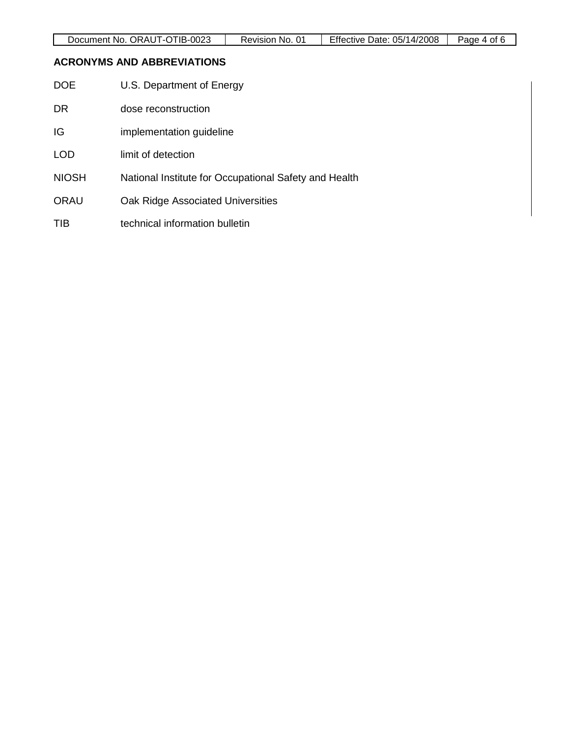## ACRONYMS AND ABBREVIATIONS

| | |
|---|---|
| DOE | U.S. Department of Energy |
| DR | dose reconstruction |
| IG | implementation guideline |
| LOD | limit of detection |
| NIOSH | National Institute for Occupational Safety and Health |
| ORAU | Oak Ridge Associated Universities |
| TIB | technical information bulletin |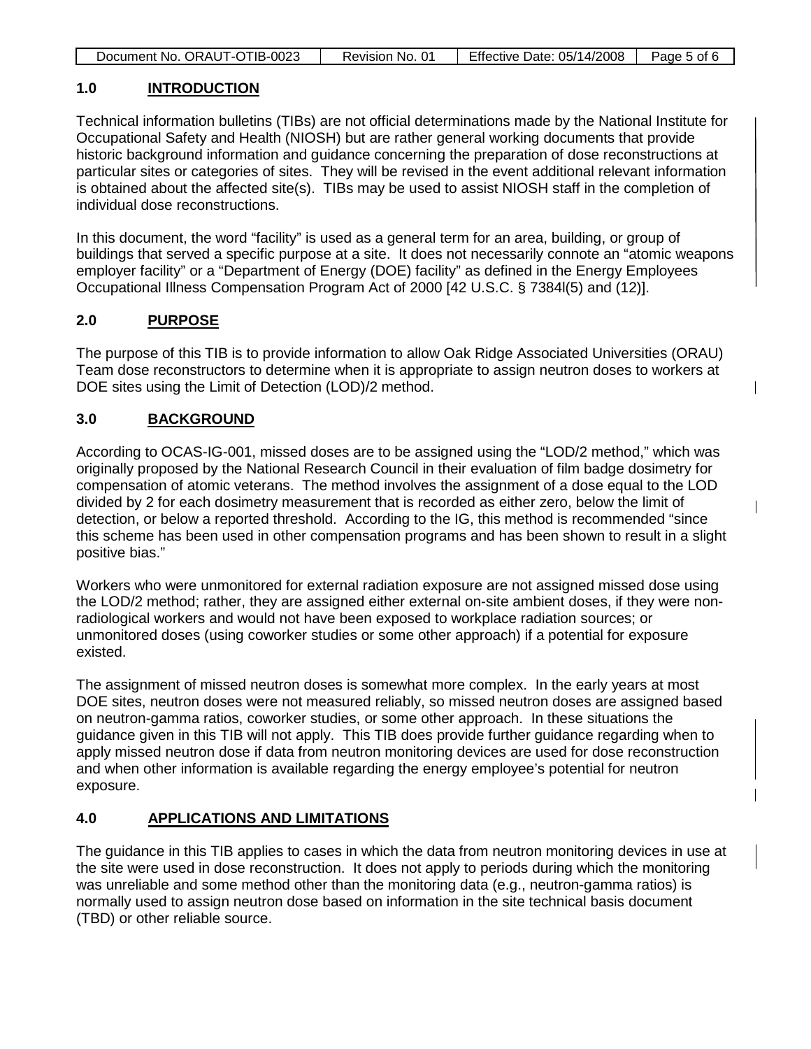## 1.0 INTRODUCTION

Technical information bulletins (TIBs) are not official determinations made by the National Institute for Occupational Safety and Health (NIOSH) but are rather general working documents that provide historic background information and guidance concerning the preparation of dose reconstructions at particular sites or categories of sites. They will be revised in the event additional relevant information is obtained about the affected site(s). TIBs may be used to assist NIOSH staff in the completion of individual dose reconstructions.

In this document, the word "facility" is used as a general term for an area, building, or group of buildings that served a specific purpose at a site. It does not necessarily connote an "atomic weapons employer facility" or a "Department of Energy (DOE) facility" as defined in the Energy Employees Occupational Illness Compensation Program Act of 2000 [42 U.S.C. § 7384l(5) and (12)].

## 2.0 PURPOSE

The purpose of this TIB is to provide information to allow Oak Ridge Associated Universities (ORAU) Team dose reconstructors to determine when it is appropriate to assign neutron doses to workers at DOE sites using the Limit of Detection (LOD)/2 method.

## 3.0 BACKGROUND

According to OCAS-IG-001, missed doses are to be assigned using the "LOD/2 method," which was originally proposed by the National Research Council in their evaluation of film badge dosimetry for compensation of atomic veterans. The method involves the assignment of a dose equal to the LOD divided by 2 for each dosimetry measurement that is recorded as either zero, below the limit of detection, or below a reported threshold. According to the IG, this method is recommended "since this scheme has been used in other compensation programs and has been shown to result in a slight positive bias."

Workers who were unmonitored for external radiation exposure are not assigned missed dose using the LOD/2 method; rather, they are assigned either external on-site ambient doses, if they were non-radiological workers and would not have been exposed to workplace radiation sources; or unmonitored doses (using coworker studies or some other approach) if a potential for exposure existed.

The assignment of missed neutron doses is somewhat more complex. In the early years at most DOE sites, neutron doses were not measured reliably, so missed neutron doses are assigned based on neutron-gamma ratios, coworker studies, or some other approach. In these situations the guidance given in this TIB will not apply. This TIB does provide further guidance regarding when to apply missed neutron dose if data from neutron monitoring devices are used for dose reconstruction and when other information is available regarding the energy employee's potential for neutron exposure.

## 4.0 APPLICATIONS AND LIMITATIONS

The guidance in this TIB applies to cases in which the data from neutron monitoring devices in use at the site were used in dose reconstruction. It does not apply to periods during which the monitoring was unreliable and some method other than the monitoring data (e.g., neutron-gamma ratios) is normally used to assign neutron dose based on information in the site technical basis document (TBD) or other reliable source.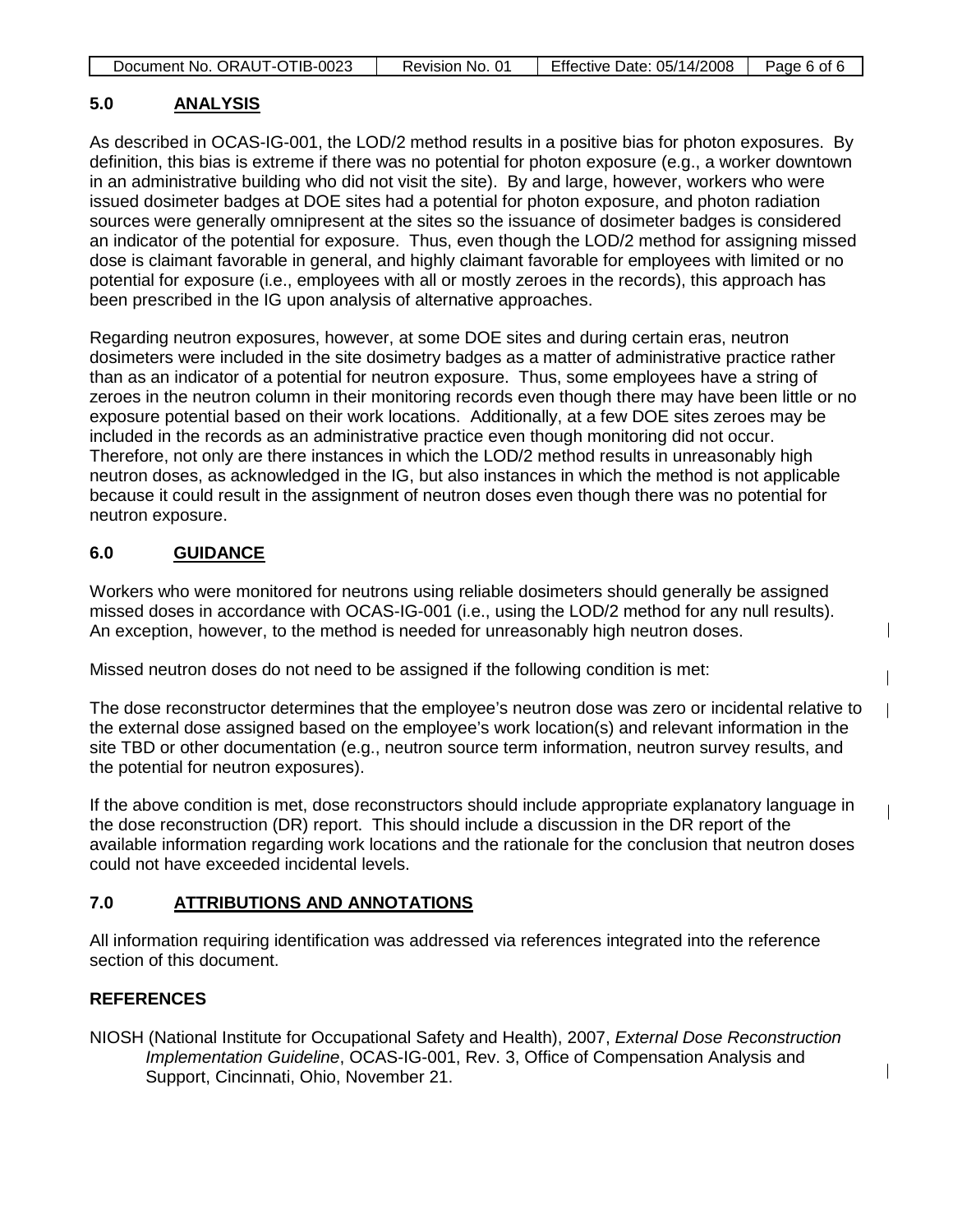## 5.0 ANALYSIS

As described in OCAS-IG-001, the LOD/2 method results in a positive bias for photon exposures. By definition, this bias is extreme if there was no potential for photon exposure (e.g., a worker downtown in an administrative building who did not visit the site). By and large, however, workers who were issued dosimeter badges at DOE sites had a potential for photon exposure, and photon radiation sources were generally omnipresent at the sites so the issuance of dosimeter badges is considered an indicator of the potential for exposure. Thus, even though the LOD/2 method for assigning missed dose is claimant favorable in general, and highly claimant favorable for employees with limited or no potential for exposure (i.e., employees with all or mostly zeroes in the records), this approach has been prescribed in the IG upon analysis of alternative approaches.

Regarding neutron exposures, however, at some DOE sites and during certain eras, neutron dosimeters were included in the site dosimetry badges as a matter of administrative practice rather than as an indicator of a potential for neutron exposure. Thus, some employees have a string of zeroes in the neutron column in their monitoring records even though there may have been little or no exposure potential based on their work locations. Additionally, at a few DOE sites zeroes may be included in the records as an administrative practice even though monitoring did not occur. Therefore, not only are there instances in which the LOD/2 method results in unreasonably high neutron doses, as acknowledged in the IG, but also instances in which the method is not applicable because it could result in the assignment of neutron doses even though there was no potential for neutron exposure.

## 6.0 GUIDANCE

Workers who were monitored for neutrons using reliable dosimeters should generally be assigned missed doses in accordance with OCAS-IG-001 (i.e., using the LOD/2 method for any null results). An exception, however, to the method is needed for unreasonably high neutron doses.

Missed neutron doses do not need to be assigned if the following condition is met:

The dose reconstructor determines that the employee's neutron dose was zero or incidental relative to the external dose assigned based on the employee's work location(s) and relevant information in the site TBD or other documentation (e.g., neutron source term information, neutron survey results, and the potential for neutron exposures).

If the above condition is met, dose reconstructors should include appropriate explanatory language in the dose reconstruction (DR) report. This should include a discussion in the DR report of the available information regarding work locations and the rationale for the conclusion that neutron doses could not have exceeded incidental levels.

## 7.0 ATTRIBUTIONS AND ANNOTATIONS

All information requiring identification was addressed via references integrated into the reference section of this document.

## REFERENCES

NIOSH (National Institute for Occupational Safety and Health), 2007, *External Dose Reconstruction Implementation Guideline*, OCAS-IG-001, Rev. 3, Office of Compensation Analysis and Support, Cincinnati, Ohio, November 21.